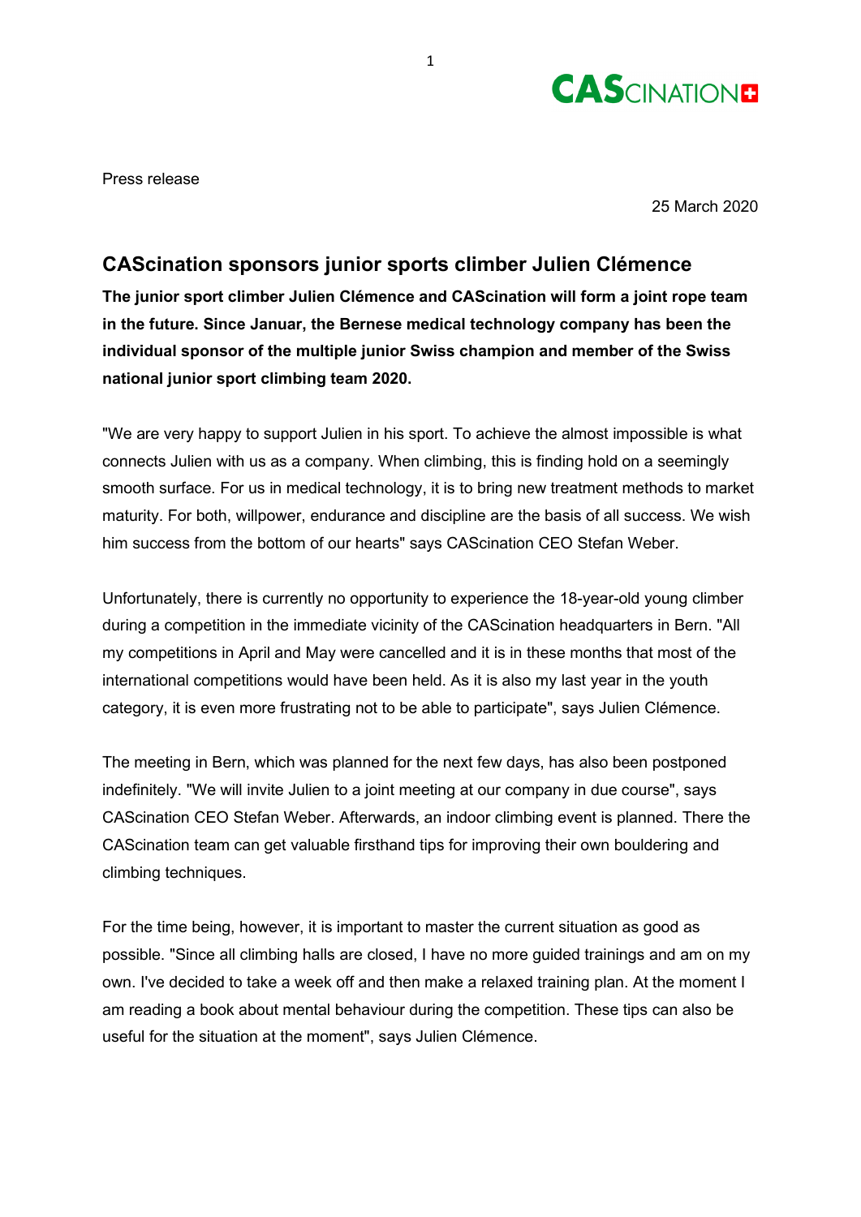Press release

25 March 2020

## CAScination sponsors junior sports climber Julien Clémence

**The junior sport climber Julien Clémence and CAScination will form a joint rope team in the future. Since Januar, the Bernese medical technology company has been the individual sponsor of the multiple junior Swiss champion and member of the Swiss national junior sport climbing team 2020.**

"We are very happy to support Julien in his sport. To achieve the almost impossible is what connects Julien with us as a company. When climbing, this is finding hold on a seemingly smooth surface. For us in medical technology, it is to bring new treatment methods to market maturity. For both, willpower, endurance and discipline are the basis of all success. We wish him success from the bottom of our hearts" says CAScination CEO Stefan Weber.

Unfortunately, there is currently no opportunity to experience the 18-year-old young climber during a competition in the immediate vicinity of the CAScination headquarters in Bern. "All my competitions in April and May were cancelled and it is in these months that most of the international competitions would have been held. As it is also my last year in the youth category, it is even more frustrating not to be able to participate", says Julien Clémence.

The meeting in Bern, which was planned for the next few days, has also been postponed indefinitely. "We will invite Julien to a joint meeting at our company in due course", says CAScination CEO Stefan Weber. Afterwards, an indoor climbing event is planned. There the CAScination team can get valuable firsthand tips for improving their own bouldering and climbing techniques.

For the time being, however, it is important to master the current situation as good as possible. "Since all climbing halls are closed, I have no more guided trainings and am on my own. I've decided to take a week off and then make a relaxed training plan. At the moment I am reading a book about mental behaviour during the competition. These tips can also be useful for the situation at the moment", says Julien Clémence.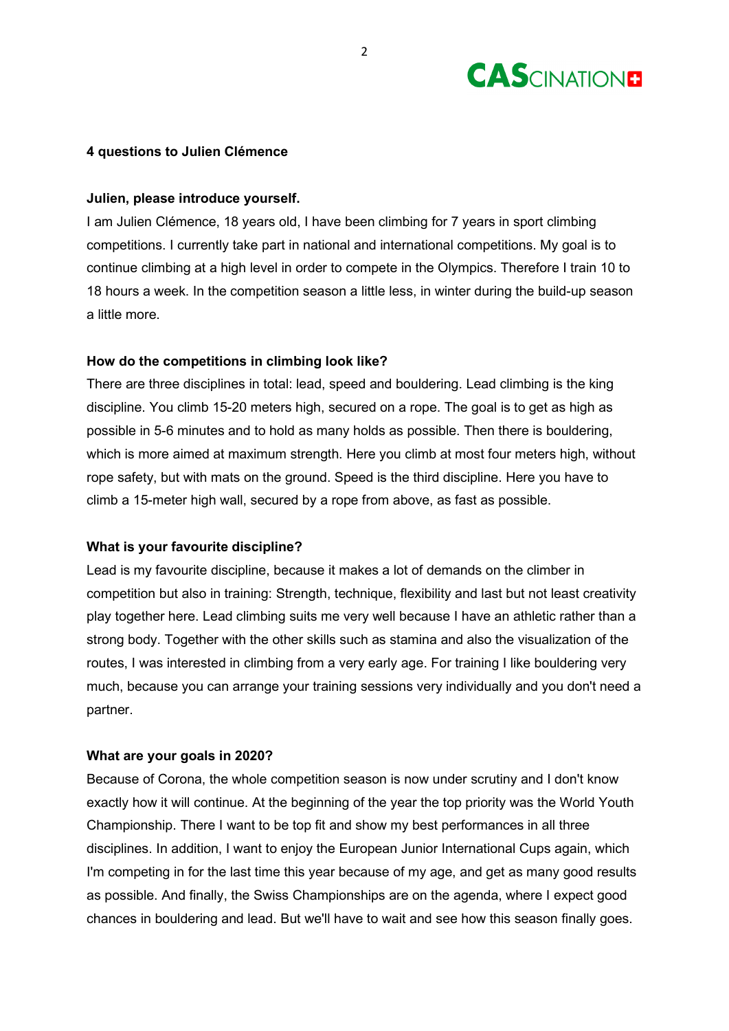**4 questions to Julien Clémence**

**Julien, please introduce yourself.**

I am Julien Clémence, 18 years old, I have been climbing for 7 years in sport climbing competitions. I currently take part in national and international competitions. My goal is to continue climbing at a high level in order to compete in the Olympics. Therefore I train 10 to 18 hours a week. In the competition season a little less, in winter during the build-up season a little more.

**How do the competitions in climbing look like?**

There are three disciplines in total: lead, speed and bouldering. Lead climbing is the king discipline. You climb 15-20 meters high, secured on a rope. The goal is to get as high as possible in 5-6 minutes and to hold as many holds as possible. Then there is bouldering, which is more aimed at maximum strength. Here you climb at most four meters high, without rope safety, but with mats on the ground. Speed is the third discipline. Here you have to climb a 15-meter high wall, secured by a rope from above, as fast as possible.

**What is your favourite discipline?**

Lead is my favourite discipline, because it makes a lot of demands on the climber in competition but also in training: Strength, technique, flexibility and last but not least creativity play together here. Lead climbing suits me very well because I have an athletic rather than a strong body. Together with the other skills such as stamina and also the visualization of the routes, I was interested in climbing from a very early age. For training I like bouldering very much, because you can arrange your training sessions very individually and you don't need a partner.

**What are your goals in 2020?**

Because of Corona, the whole competition season is now under scrutiny and I don't know exactly how it will continue. At the beginning of the year the top priority was the World Youth Championship. There I want to be top fit and show my best performances in all three disciplines. In addition, I want to enjoy the European Junior International Cups again, which I'm competing in for the last time this year because of my age, and get as many good results as possible. And finally, the Swiss Championships are on the agenda, where I expect good chances in bouldering and lead. But we'll have to wait and see how this season finally goes.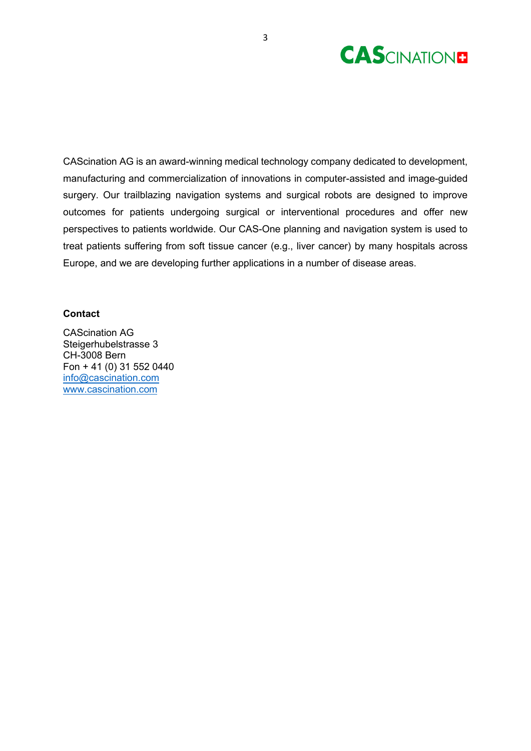CAScination AG is an award-winning medical technology company dedicated to development, manufacturing and commercialization of innovations in computer-assisted and image-guided surgery. Our trailblazing navigation systems and surgical robots are designed to improve outcomes for patients undergoing surgical or interventional procedures and offer new perspectives to patients worldwide. Our CAS-One planning and navigation system is used to treat patients suffering from soft tissue cancer (e.g., liver cancer) by many hospitals across Europe, and we are developing further applications in a number of disease areas.

**Contact**

CAScination AG  
Steigerhubelstrasse 3  
CH-3008 Bern  
Fon + 41 (0) 31 552 0440  
info@cascination.com  
www.cascination.com